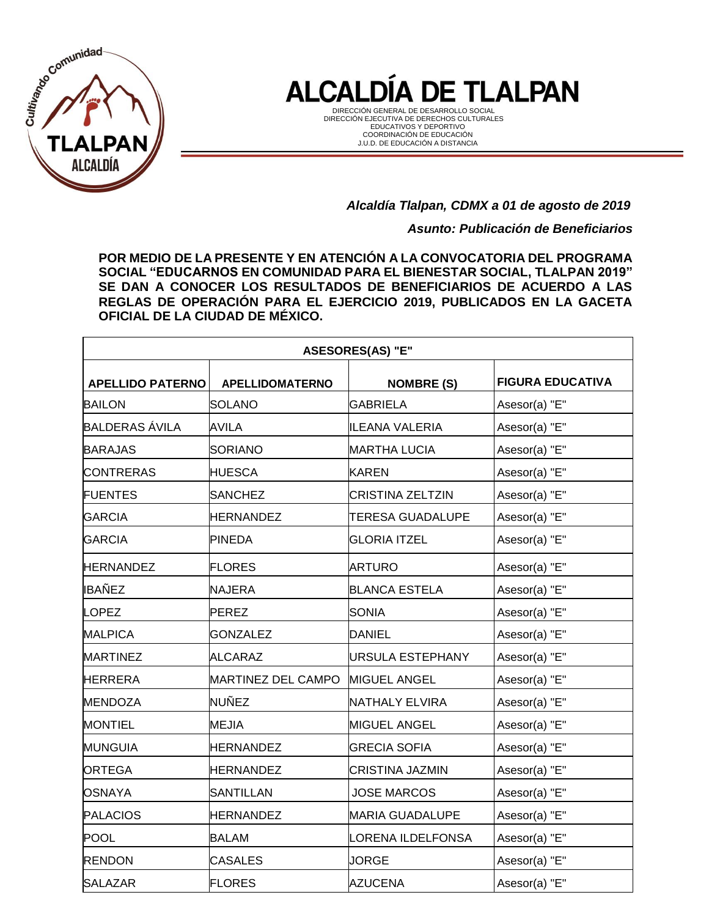# ALCALDÍA DE TLALPAN

DIRECCIÓN GENERAL DE DESARROLLO SOCIAL
DIRECCIÓN EJECUTIVA DE DERECHOS CULTURALES
EDUCATIVOS Y DEPORTIVO
COORDINACIÓN DE EDUCACIÓN
J.U.D. DE EDUCACIÓN A DISTANCIA

***Alcaldía Tlalpan, CDMX a 01 de agosto de 2019***

***Asunto: Publicación de Beneficiarios***

**POR MEDIO DE LA PRESENTE Y EN ATENCIÓN A LA CONVOCATORIA DEL PROGRAMA SOCIAL "EDUCARNOS EN COMUNIDAD PARA EL BIENESTAR SOCIAL, TLALPAN 2019" SE DAN A CONOCER LOS RESULTADOS DE BENEFICIARIOS DE ACUERDO A LAS REGLAS DE OPERACIÓN PARA EL EJERCICIO 2019, PUBLICADOS EN LA GACETA OFICIAL DE LA CIUDAD DE MÉXICO.**

| ASESORES(AS) "E" | | | |
|---|---|---|---|
| **APELLIDO PATERNO** | **APELLIDOMATERNO** | **NOMBRE (S)** | **FIGURA EDUCATIVA** |
| BAILON | SOLANO | GABRIELA | Asesor(a) "E" |
| BALDERAS ÁVILA | AVILA | ILEANA VALERIA | Asesor(a) "E" |
| BARAJAS | SORIANO | MARTHA LUCIA | Asesor(a) "E" |
| CONTRERAS | HUESCA | KAREN | Asesor(a) "E" |
| FUENTES | SANCHEZ | CRISTINA ZELTZIN | Asesor(a) "E" |
| GARCIA | HERNANDEZ | TERESA GUADALUPE | Asesor(a) "E" |
| GARCIA | PINEDA | GLORIA ITZEL | Asesor(a) "E" |
| HERNANDEZ | FLORES | ARTURO | Asesor(a) "E" |
| IBAÑEZ | NAJERA | BLANCA ESTELA | Asesor(a) "E" |
| LOPEZ | PEREZ | SONIA | Asesor(a) "E" |
| MALPICA | GONZALEZ | DANIEL | Asesor(a) "E" |
| MARTINEZ | ALCARAZ | URSULA ESTEPHANY | Asesor(a) "E" |
| HERRERA | MARTINEZ DEL CAMPO | MIGUEL ANGEL | Asesor(a) "E" |
| MENDOZA | NUÑEZ | NATHALY ELVIRA | Asesor(a) "E" |
| MONTIEL | MEJIA | MIGUEL ANGEL | Asesor(a) "E" |
| MUNGUIA | HERNANDEZ | GRECIA SOFIA | Asesor(a) "E" |
| ORTEGA | HERNANDEZ | CRISTINA JAZMIN | Asesor(a) "E" |
| OSNAYA | SANTILLAN | JOSE MARCOS | Asesor(a) "E" |
| PALACIOS | HERNANDEZ | MARIA GUADALUPE | Asesor(a) "E" |
| POOL | BALAM | LORENA ILDELFONSA | Asesor(a) "E" |
| RENDON | CASALES | JORGE | Asesor(a) "E" |
| SALAZAR | FLORES | AZUCENA | Asesor(a) "E" |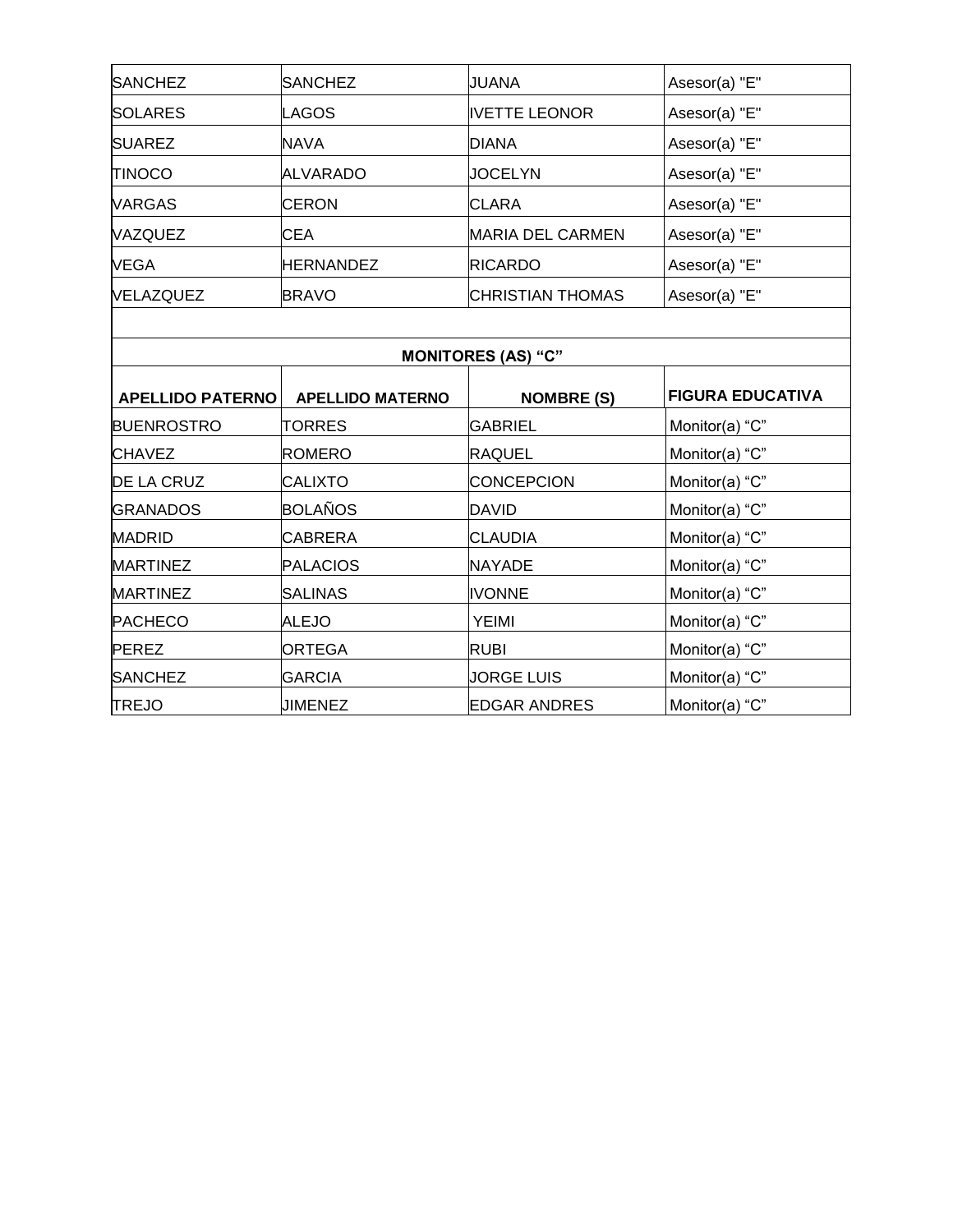| | | | |
|---|---|---|---|
| SANCHEZ | SANCHEZ | JUANA | Asesor(a) "E" |
| SOLARES | LAGOS | IVETTE LEONOR | Asesor(a) "E" |
| SUAREZ | NAVA | DIANA | Asesor(a) "E" |
| TINOCO | ALVARADO | JOCELYN | Asesor(a) "E" |
| VARGAS | CERON | CLARA | Asesor(a) "E" |
| VAZQUEZ | CEA | MARIA DEL CARMEN | Asesor(a) "E" |
| VEGA | HERNANDEZ | RICARDO | Asesor(a) "E" |
| VELAZQUEZ | BRAVO | CHRISTIAN THOMAS | Asesor(a) "E" |

**MONITORES (AS) “C”**

| APELLIDO PATERNO | APELLIDO MATERNO | NOMBRE (S) | FIGURA EDUCATIVA |
|---|---|---|---|
| BUENROSTRO | TORRES | GABRIEL | Monitor(a) “C” |
| CHAVEZ | ROMERO | RAQUEL | Monitor(a) “C” |
| DE LA CRUZ | CALIXTO | CONCEPCION | Monitor(a) “C” |
| GRANADOS | BOLAÑOS | DAVID | Monitor(a) “C” |
| MADRID | CABRERA | CLAUDIA | Monitor(a) “C” |
| MARTINEZ | PALACIOS | NAYADE | Monitor(a) “C” |
| MARTINEZ | SALINAS | IVONNE | Monitor(a) “C” |
| PACHECO | ALEJO | YEIMI | Monitor(a) “C” |
| PEREZ | ORTEGA | RUBI | Monitor(a) “C” |
| SANCHEZ | GARCIA | JORGE LUIS | Monitor(a) “C” |
| TREJO | JIMENEZ | EDGAR ANDRES | Monitor(a) “C” |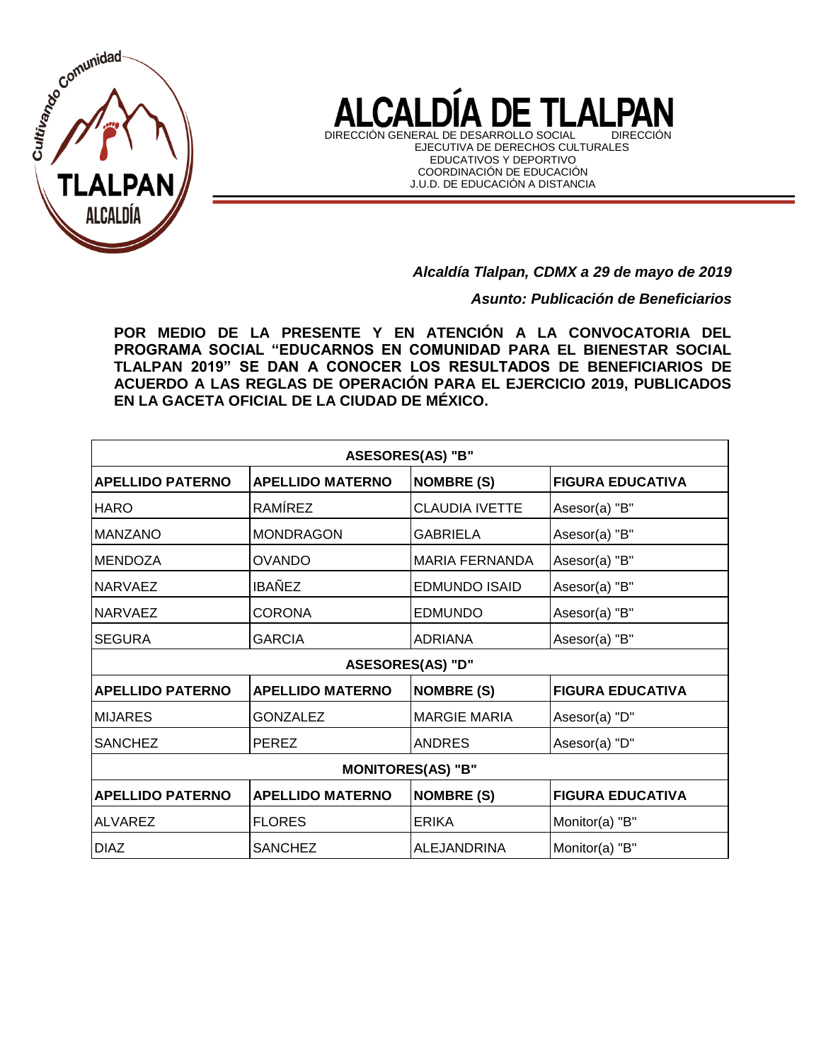# ALCALDÍA DE TLALPAN

DIRECCIÓN GENERAL DE DESARROLLO SOCIAL DIRECCIÓN EJECUTIVA DE DERECHOS CULTURALES EDUCATIVOS Y DEPORTIVO
COORDINACIÓN DE EDUCACIÓN
J.U.D. DE EDUCACIÓN A DISTANCIA

***Alcaldía Tlalpan, CDMX a 29 de mayo de 2019***

***Asunto: Publicación de Beneficiarios***

**POR MEDIO DE LA PRESENTE Y EN ATENCIÓN A LA CONVOCATORIA DEL PROGRAMA SOCIAL "EDUCARNOS EN COMUNIDAD PARA EL BIENESTAR SOCIAL TLALPAN 2019" SE DAN A CONOCER LOS RESULTADOS DE BENEFICIARIOS DE ACUERDO A LAS REGLAS DE OPERACIÓN PARA EL EJERCICIO 2019, PUBLICADOS EN LA GACETA OFICIAL DE LA CIUDAD DE MÉXICO.**

| ASESORES(AS) "B" | | | |
|---|---|---|---|
| **APELLIDO PATERNO** | **APELLIDO MATERNO** | **NOMBRE (S)** | **FIGURA EDUCATIVA** |
| HARO | RAMÍREZ | CLAUDIA IVETTE | Asesor(a) "B" |
| MANZANO | MONDRAGON | GABRIELA | Asesor(a) "B" |
| MENDOZA | OVANDO | MARIA FERNANDA | Asesor(a) "B" |
| NARVAEZ | IBAÑEZ | EDMUNDO ISAID | Asesor(a) "B" |
| NARVAEZ | CORONA | EDMUNDO | Asesor(a) "B" |
| SEGURA | GARCIA | ADRIANA | Asesor(a) "B" |
| **ASESORES(AS) "D"** | | | |
| **APELLIDO PATERNO** | **APELLIDO MATERNO** | **NOMBRE (S)** | **FIGURA EDUCATIVA** |
| MIJARES | GONZALEZ | MARGIE MARIA | Asesor(a) "D" |
| SANCHEZ | PEREZ | ANDRES | Asesor(a) "D" |
| **MONITORES(AS) "B"** | | | |
| **APELLIDO PATERNO** | **APELLIDO MATERNO** | **NOMBRE (S)** | **FIGURA EDUCATIVA** |
| ALVAREZ | FLORES | ERIKA | Monitor(a) "B" |
| DIAZ | SANCHEZ | ALEJANDRINA | Monitor(a) "B" |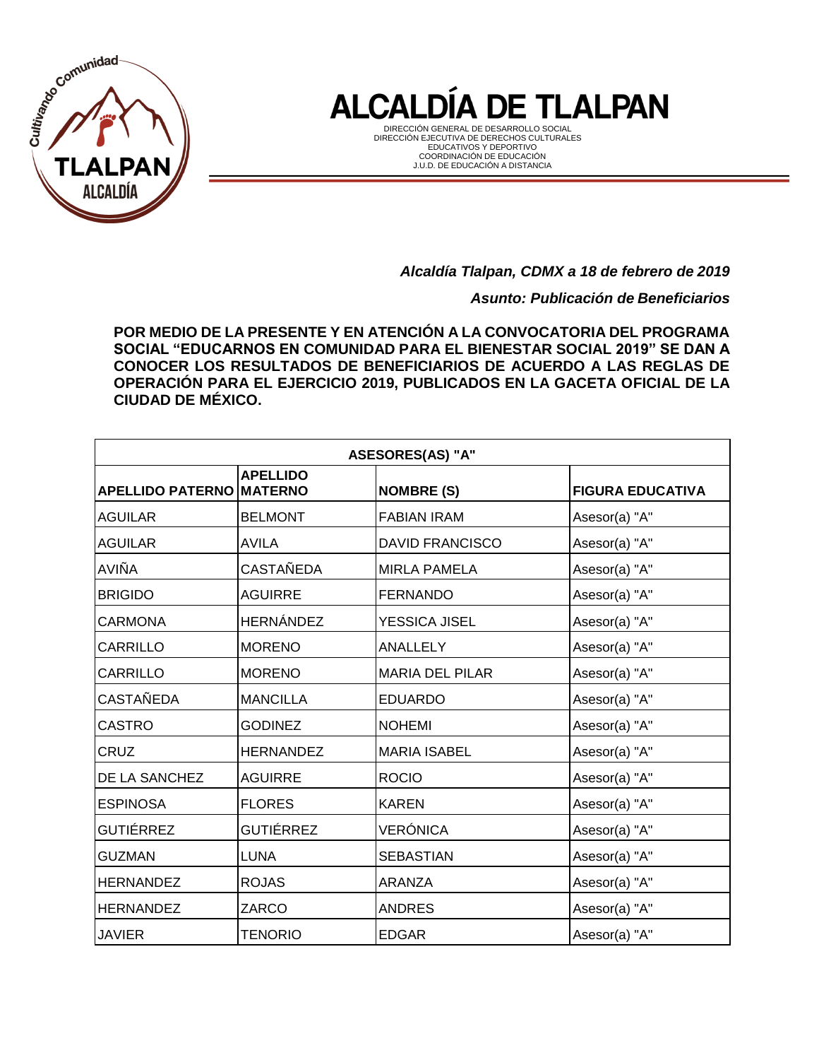# ALCALDÍA DE TLALPAN

DIRECCIÓN GENERAL DE DESARROLLO SOCIAL
DIRECCIÓN EJECUTIVA DE DERECHOS CULTURALES EDUCATIVOS Y DEPORTIVO
COORDINACIÓN DE EDUCACIÓN
J.U.D. DE EDUCACIÓN A DISTANCIA

*Alcaldía Tlalpan, CDMX a 18 de febrero de 2019*

*Asunto: Publicación de Beneficiarios*

**POR MEDIO DE LA PRESENTE Y EN ATENCIÓN A LA CONVOCATORIA DEL PROGRAMA SOCIAL "EDUCARNOS EN COMUNIDAD PARA EL BIENESTAR SOCIAL 2019" SE DAN A CONOCER LOS RESULTADOS DE BENEFICIARIOS DE ACUERDO A LAS REGLAS DE OPERACIÓN PARA EL EJERCICIO 2019, PUBLICADOS EN LA GACETA OFICIAL DE LA CIUDAD DE MÉXICO.**

| ASESORES(AS) "A" | | | |
|---|---|---|---|
| **APELLIDO PATERNO** | **APELLIDO MATERNO** | **NOMBRE (S)** | **FIGURA EDUCATIVA** |
| AGUILAR | BELMONT | FABIAN IRAM | Asesor(a) "A" |
| AGUILAR | AVILA | DAVID FRANCISCO | Asesor(a) "A" |
| AVIÑA | CASTAÑEDA | MIRLA PAMELA | Asesor(a) "A" |
| BRIGIDO | AGUIRRE | FERNANDO | Asesor(a) "A" |
| CARMONA | HERNÁNDEZ | YESSICA JISEL | Asesor(a) "A" |
| CARRILLO | MORENO | ANALLELY | Asesor(a) "A" |
| CARRILLO | MORENO | MARIA DEL PILAR | Asesor(a) "A" |
| CASTAÑEDA | MANCILLA | EDUARDO | Asesor(a) "A" |
| CASTRO | GODINEZ | NOHEMI | Asesor(a) "A" |
| CRUZ | HERNANDEZ | MARIA ISABEL | Asesor(a) "A" |
| DE LA SANCHEZ | AGUIRRE | ROCIO | Asesor(a) "A" |
| ESPINOSA | FLORES | KAREN | Asesor(a) "A" |
| GUTIÉRREZ | GUTIÉRREZ | VERÓNICA | Asesor(a) "A" |
| GUZMAN | LUNA | SEBASTIAN | Asesor(a) "A" |
| HERNANDEZ | ROJAS | ARANZA | Asesor(a) "A" |
| HERNANDEZ | ZARCO | ANDRES | Asesor(a) "A" |
| JAVIER | TENORIO | EDGAR | Asesor(a) "A" |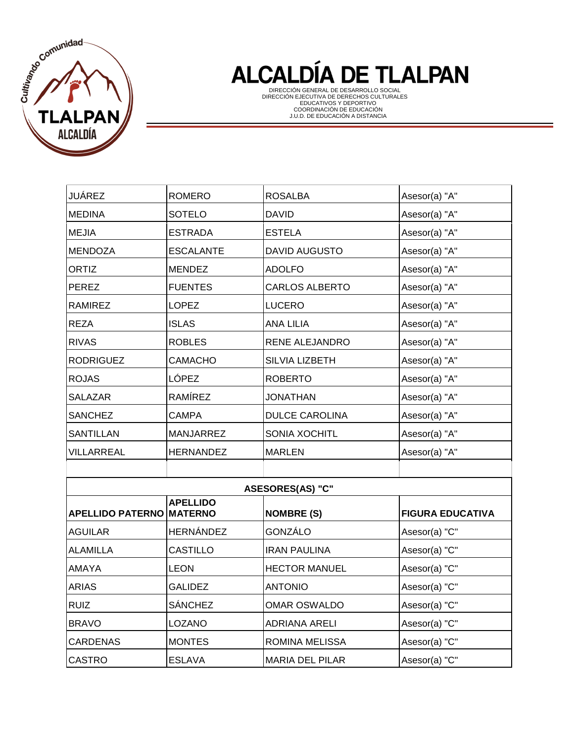# ALCALDÍA DE TLALPAN

DIRECCIÓN GENERAL DE DESARROLLO SOCIAL
DIRECCIÓN EJECUTIVA DE DERECHOS CULTURALES EDUCATIVOS Y DEPORTIVO
COORDINACIÓN DE EDUCACIÓN
J.U.D. DE EDUCACIÓN A DISTANCIA

| | | | |
|---|---|---|---|
| JUÁREZ | ROMERO | ROSALBA | Asesor(a) "A" |
| MEDINA | SOTELO | DAVID | Asesor(a) "A" |
| MEJIA | ESTRADA | ESTELA | Asesor(a) "A" |
| MENDOZA | ESCALANTE | DAVID AUGUSTO | Asesor(a) "A" |
| ORTIZ | MENDEZ | ADOLFO | Asesor(a) "A" |
| PEREZ | FUENTES | CARLOS ALBERTO | Asesor(a) "A" |
| RAMIREZ | LOPEZ | LUCERO | Asesor(a) "A" |
| REZA | ISLAS | ANA LILIA | Asesor(a) "A" |
| RIVAS | ROBLES | RENE ALEJANDRO | Asesor(a) "A" |
| RODRIGUEZ | CAMACHO | SILVIA LIZBETH | Asesor(a) "A" |
| ROJAS | LÓPEZ | ROBERTO | Asesor(a) "A" |
| SALAZAR | RAMÍREZ | JONATHAN | Asesor(a) "A" |
| SANCHEZ | CAMPA | DULCE CAROLINA | Asesor(a) "A" |
| SANTILLAN | MANJARREZ | SONIA XOCHITL | Asesor(a) "A" |
| VILLARREAL | HERNANDEZ | MARLEN | Asesor(a) "A" |

**ASESORES(AS) "C"**

| APELLIDO PATERNO | APELLIDO MATERNO | NOMBRE (S) | FIGURA EDUCATIVA |
|---|---|---|---|
| AGUILAR | HERNÁNDEZ | GONZÁLO | Asesor(a) "C" |
| ALAMILLA | CASTILLO | IRAN PAULINA | Asesor(a) "C" |
| AMAYA | LEON | HECTOR MANUEL | Asesor(a) "C" |
| ARIAS | GALIDEZ | ANTONIO | Asesor(a) "C" |
| RUIZ | SÁNCHEZ | OMAR OSWALDO | Asesor(a) "C" |
| BRAVO | LOZANO | ADRIANA ARELI | Asesor(a) "C" |
| CARDENAS | MONTES | ROMINA MELISSA | Asesor(a) "C" |
| CASTRO | ESLAVA | MARIA DEL PILAR | Asesor(a) "C" |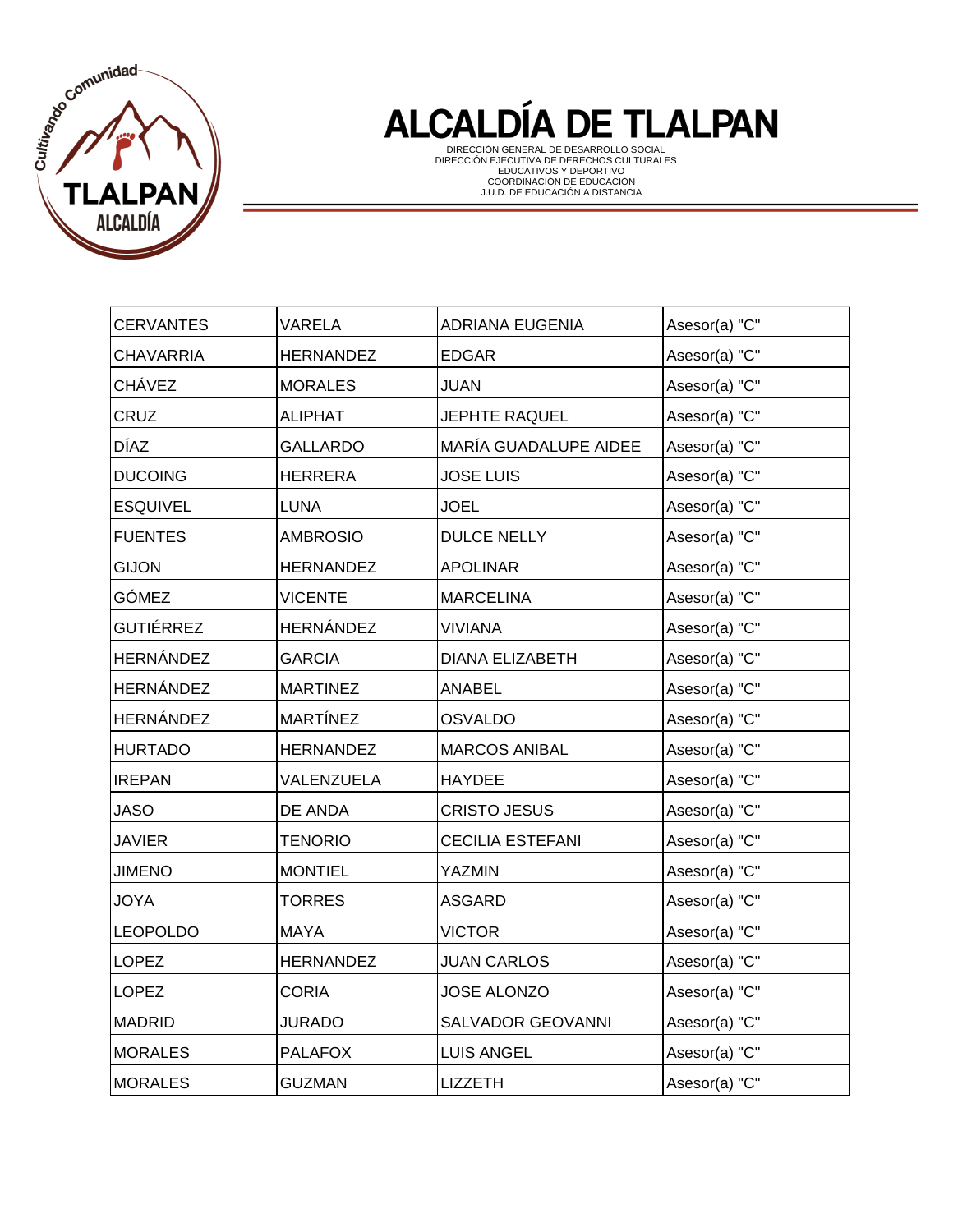# ALCALDÍA DE TLALPAN

DIRECCIÓN GENERAL DE DESARROLLO SOCIAL
DIRECCIÓN EJECUTIVA DE DERECHOS CULTURALES EDUCATIVOS Y DEPORTIVO
COORDINACIÓN DE EDUCACIÓN
J.U.D. DE EDUCACIÓN A DISTANCIA

| | | | |
|---|---|---|---|
| CERVANTES | VARELA | ADRIANA EUGENIA | Asesor(a) "C" |
| CHAVARRIA | HERNANDEZ | EDGAR | Asesor(a) "C" |
| CHÁVEZ | MORALES | JUAN | Asesor(a) "C" |
| CRUZ | ALIPHAT | JEPHTE RAQUEL | Asesor(a) "C" |
| DÍAZ | GALLARDO | MARÍA GUADALUPE AIDEE | Asesor(a) "C" |
| DUCOING | HERRERA | JOSE LUIS | Asesor(a) "C" |
| ESQUIVEL | LUNA | JOEL | Asesor(a) "C" |
| FUENTES | AMBROSIO | DULCE NELLY | Asesor(a) "C" |
| GIJON | HERNANDEZ | APOLINAR | Asesor(a) "C" |
| GÓMEZ | VICENTE | MARCELINA | Asesor(a) "C" |
| GUTIÉRREZ | HERNÁNDEZ | VIVIANA | Asesor(a) "C" |
| HERNÁNDEZ | GARCIA | DIANA ELIZABETH | Asesor(a) "C" |
| HERNÁNDEZ | MARTINEZ | ANABEL | Asesor(a) "C" |
| HERNÁNDEZ | MARTÍNEZ | OSVALDO | Asesor(a) "C" |
| HURTADO | HERNANDEZ | MARCOS ANIBAL | Asesor(a) "C" |
| IREPAN | VALENZUELA | HAYDEE | Asesor(a) "C" |
| JASO | DE ANDA | CRISTO JESUS | Asesor(a) "C" |
| JAVIER | TENORIO | CECILIA ESTEFANI | Asesor(a) "C" |
| JIMENO | MONTIEL | YAZMIN | Asesor(a) "C" |
| JOYA | TORRES | ASGARD | Asesor(a) "C" |
| LEOPOLDO | MAYA | VICTOR | Asesor(a) "C" |
| LOPEZ | HERNANDEZ | JUAN CARLOS | Asesor(a) "C" |
| LOPEZ | CORIA | JOSE ALONZO | Asesor(a) "C" |
| MADRID | JURADO | SALVADOR GEOVANNI | Asesor(a) "C" |
| MORALES | PALAFOX | LUIS ANGEL | Asesor(a) "C" |
| MORALES | GUZMAN | LIZZETH | Asesor(a) "C" |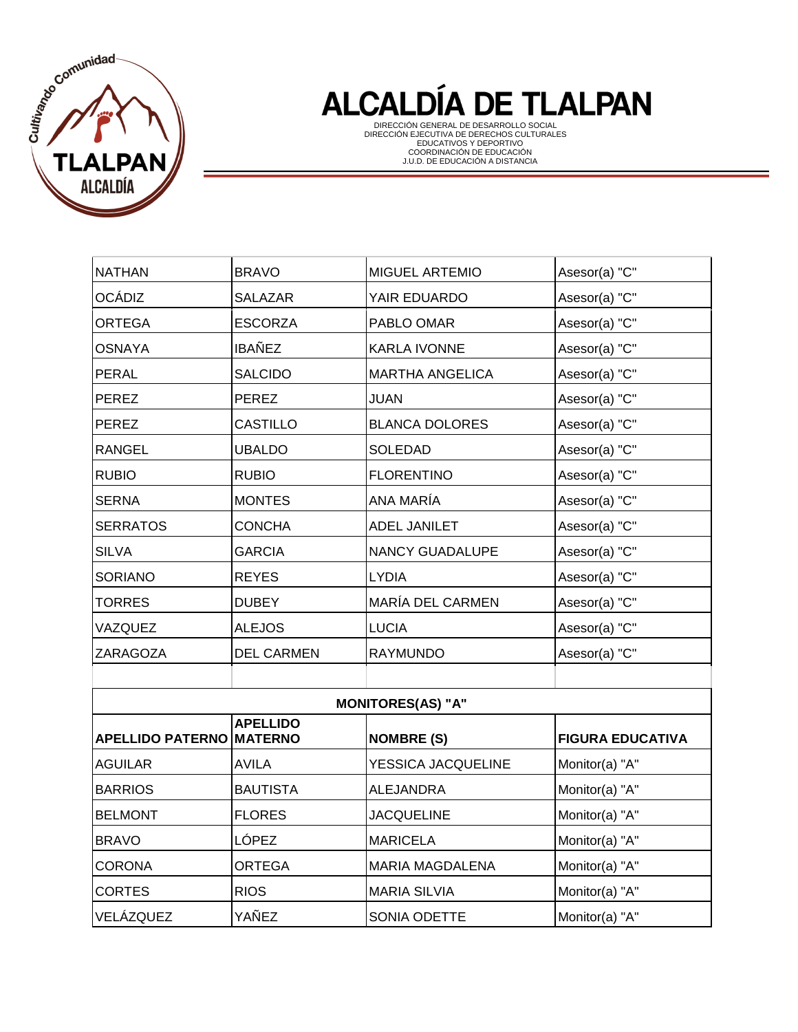# ALCALDÍA DE TLALPAN

DIRECCIÓN GENERAL DE DESARROLLO SOCIAL
DIRECCIÓN EJECUTIVA DE DERECHOS CULTURALES EDUCATIVOS Y DEPORTIVO
COORDINACIÓN DE EDUCACIÓN
J.U.D. DE EDUCACIÓN A DISTANCIA

| | | | |
|---|---|---|---|
| NATHAN | BRAVO | MIGUEL ARTEMIO | Asesor(a) "C" |
| OCÁDIZ | SALAZAR | YAIR EDUARDO | Asesor(a) "C" |
| ORTEGA | ESCORZA | PABLO OMAR | Asesor(a) "C" |
| OSNAYA | IBAÑEZ | KARLA IVONNE | Asesor(a) "C" |
| PERAL | SALCIDO | MARTHA ANGELICA | Asesor(a) "C" |
| PEREZ | PEREZ | JUAN | Asesor(a) "C" |
| PEREZ | CASTILLO | BLANCA DOLORES | Asesor(a) "C" |
| RANGEL | UBALDO | SOLEDAD | Asesor(a) "C" |
| RUBIO | RUBIO | FLORENTINO | Asesor(a) "C" |
| SERNA | MONTES | ANA MARÍA | Asesor(a) "C" |
| SERRATOS | CONCHA | ADEL JANILET | Asesor(a) "C" |
| SILVA | GARCIA | NANCY GUADALUPE | Asesor(a) "C" |
| SORIANO | REYES | LYDIA | Asesor(a) "C" |
| TORRES | DUBEY | MARÍA DEL CARMEN | Asesor(a) "C" |
| VAZQUEZ | ALEJOS | LUCIA | Asesor(a) "C" |
| ZARAGOZA | DEL CARMEN | RAYMUNDO | Asesor(a) "C" |

**MONITORES(AS) "A"**

| APELLIDO PATERNO | APELLIDO MATERNO | NOMBRE (S) | FIGURA EDUCATIVA |
|---|---|---|---|
| AGUILAR | AVILA | YESSICA JACQUELINE | Monitor(a) "A" |
| BARRIOS | BAUTISTA | ALEJANDRA | Monitor(a) "A" |
| BELMONT | FLORES | JACQUELINE | Monitor(a) "A" |
| BRAVO | LÓPEZ | MARICELA | Monitor(a) "A" |
| CORONA | ORTEGA | MARIA MAGDALENA | Monitor(a) "A" |
| CORTES | RIOS | MARIA SILVIA | Monitor(a) "A" |
| VELÁZQUEZ | YAÑEZ | SONIA ODETTE | Monitor(a) "A" |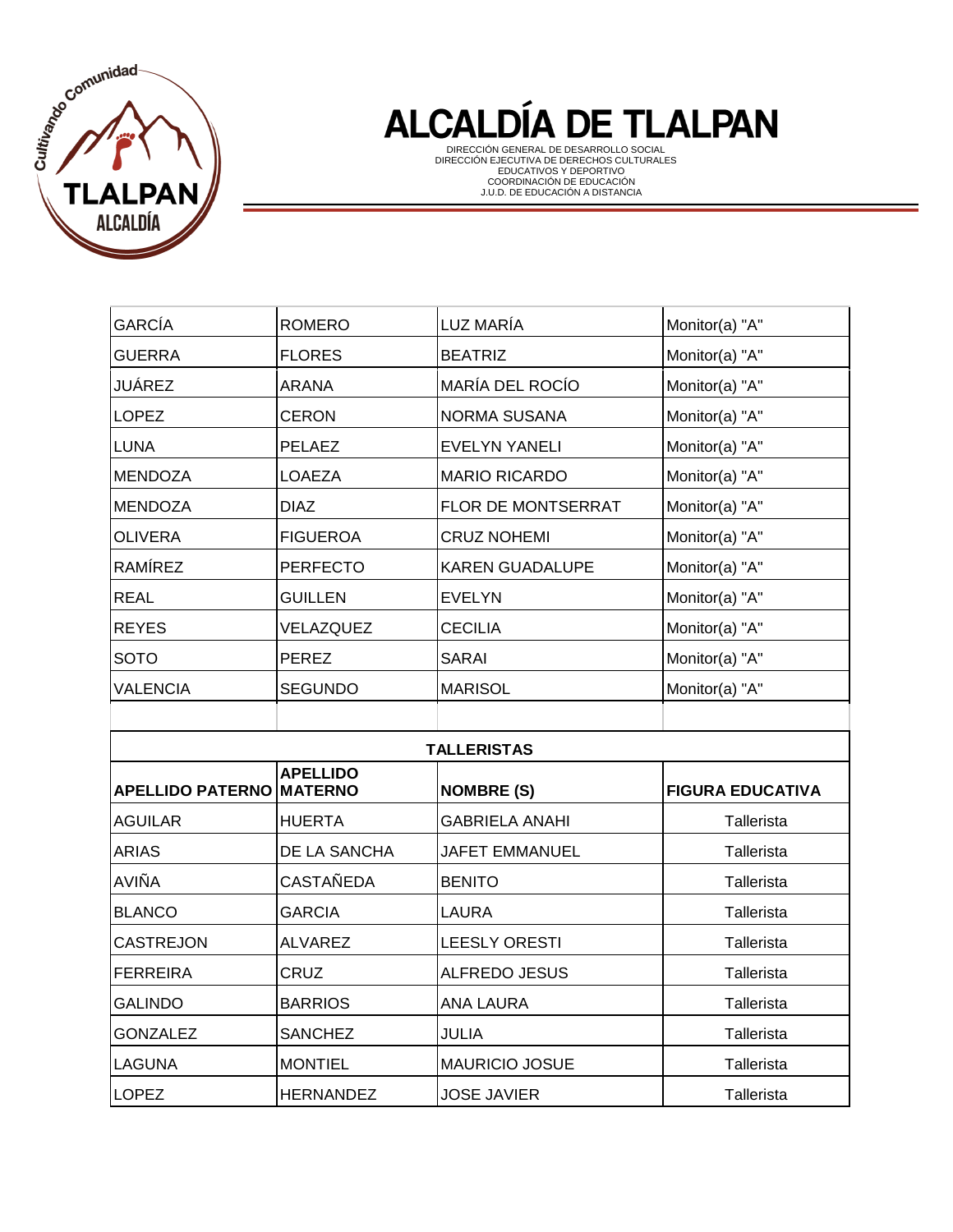# ALCALDÍA DE TLALPAN

DIRECCIÓN GENERAL DE DESARROLLO SOCIAL
DIRECCIÓN EJECUTIVA DE DERECHOS CULTURALES EDUCATIVOS Y DEPORTIVO
COORDINACIÓN DE EDUCACIÓN
J.U.D. DE EDUCACIÓN A DISTANCIA

| | | | |
|---|---|---|---|
| GARCÍA | ROMERO | LUZ MARÍA | Monitor(a) "A" |
| GUERRA | FLORES | BEATRIZ | Monitor(a) "A" |
| JUÁREZ | ARANA | MARÍA DEL ROCÍO | Monitor(a) "A" |
| LOPEZ | CERON | NORMA SUSANA | Monitor(a) "A" |
| LUNA | PELAEZ | EVELYN YANELI | Monitor(a) "A" |
| MENDOZA | LOAEZA | MARIO RICARDO | Monitor(a) "A" |
| MENDOZA | DIAZ | FLOR DE MONTSERRAT | Monitor(a) "A" |
| OLIVERA | FIGUEROA | CRUZ NOHEMI | Monitor(a) "A" |
| RAMÍREZ | PERFECTO | KAREN GUADALUPE | Monitor(a) "A" |
| REAL | GUILLEN | EVELYN | Monitor(a) "A" |
| REYES | VELAZQUEZ | CECILIA | Monitor(a) "A" |
| SOTO | PEREZ | SARAI | Monitor(a) "A" |
| VALENCIA | SEGUNDO | MARISOL | Monitor(a) "A" |

| TALLERISTAS | | | |
|---|---|---|---|
| **APELLIDO PATERNO** | **APELLIDO MATERNO** | **NOMBRE (S)** | **FIGURA EDUCATIVA** |
| AGUILAR | HUERTA | GABRIELA ANAHI | Tallerista |
| ARIAS | DE LA SANCHA | JAFET EMMANUEL | Tallerista |
| AVIÑA | CASTAÑEDA | BENITO | Tallerista |
| BLANCO | GARCIA | LAURA | Tallerista |
| CASTREJON | ALVAREZ | LEESLY ORESTI | Tallerista |
| FERREIRA | CRUZ | ALFREDO JESUS | Tallerista |
| GALINDO | BARRIOS | ANA LAURA | Tallerista |
| GONZALEZ | SANCHEZ | JULIA | Tallerista |
| LAGUNA | MONTIEL | MAURICIO JOSUE | Tallerista |
| LOPEZ | HERNANDEZ | JOSE JAVIER | Tallerista |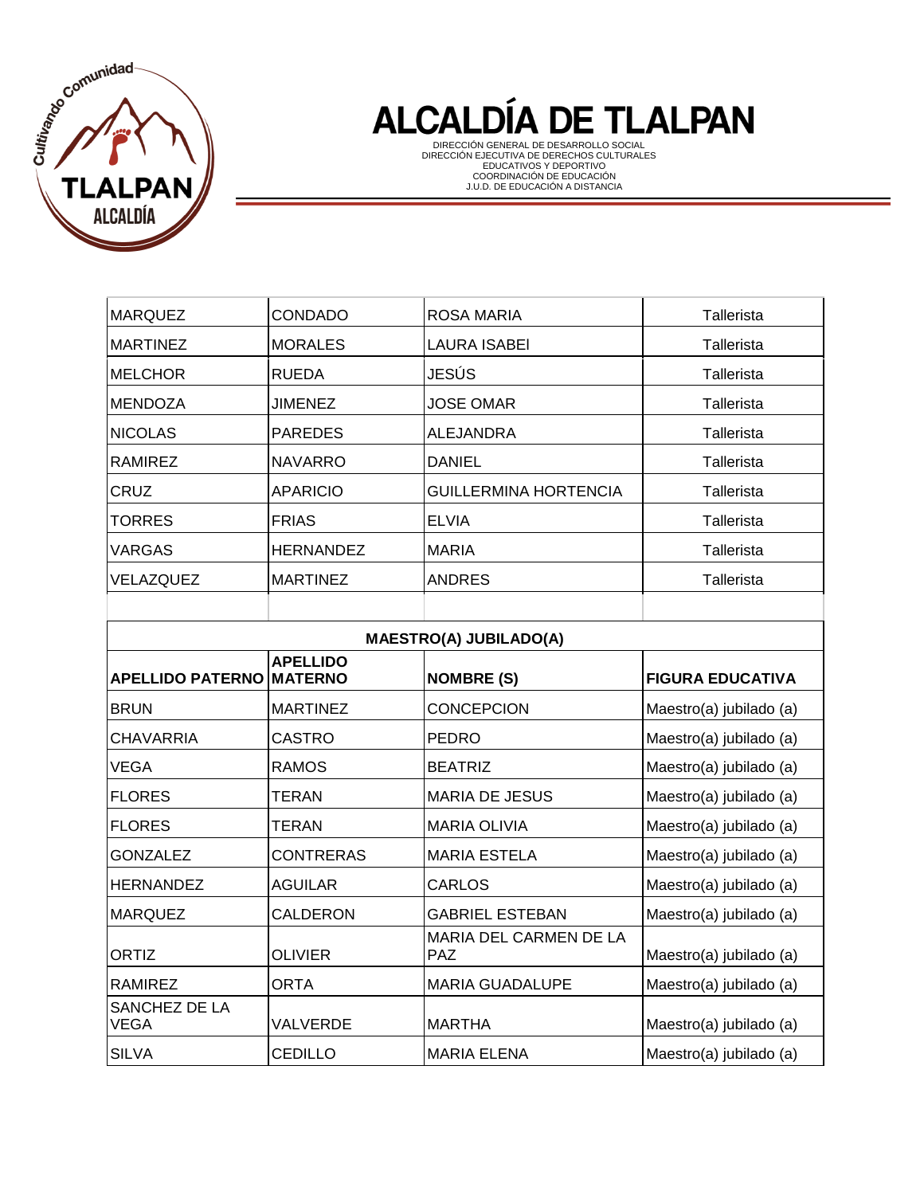# ALCALDÍA DE TLALPAN

DIRECCIÓN GENERAL DE DESARROLLO SOCIAL
DIRECCIÓN EJECUTIVA DE DERECHOS CULTURALES EDUCATIVOS Y DEPORTIVO
COORDINACIÓN DE EDUCACIÓN
J.U.D. DE EDUCACIÓN A DISTANCIA

| | | | |
|---|---|---|---|
| MARQUEZ | CONDADO | ROSA MARIA | Tallerista |
| MARTINEZ | MORALES | LAURA ISABEl | Tallerista |
| MELCHOR | RUEDA | JESÚS | Tallerista |
| MENDOZA | JIMENEZ | JOSE OMAR | Tallerista |
| NICOLAS | PAREDES | ALEJANDRA | Tallerista |
| RAMIREZ | NAVARRO | DANIEL | Tallerista |
| CRUZ | APARICIO | GUILLERMINA HORTENCIA | Tallerista |
| TORRES | FRIAS | ELVIA | Tallerista |
| VARGAS | HERNANDEZ | MARIA | Tallerista |
| VELAZQUEZ | MARTINEZ | ANDRES | Tallerista |

**MAESTRO(A) JUBILADO(A)**

| APELLIDO PATERNO | APELLIDO MATERNO | NOMBRE (S) | FIGURA EDUCATIVA |
|---|---|---|---|
| BRUN | MARTINEZ | CONCEPCION | Maestro(a) jubilado (a) |
| CHAVARRIA | CASTRO | PEDRO | Maestro(a) jubilado (a) |
| VEGA | RAMOS | BEATRIZ | Maestro(a) jubilado (a) |
| FLORES | TERAN | MARIA DE JESUS | Maestro(a) jubilado (a) |
| FLORES | TERAN | MARIA OLIVIA | Maestro(a) jubilado (a) |
| GONZALEZ | CONTRERAS | MARIA ESTELA | Maestro(a) jubilado (a) |
| HERNANDEZ | AGUILAR | CARLOS | Maestro(a) jubilado (a) |
| MARQUEZ | CALDERON | GABRIEL ESTEBAN | Maestro(a) jubilado (a) |
| ORTIZ | OLIVIER | MARIA DEL CARMEN DE LA PAZ | Maestro(a) jubilado (a) |
| RAMIREZ | ORTA | MARIA GUADALUPE | Maestro(a) jubilado (a) |
| SANCHEZ DE LA VEGA | VALVERDE | MARTHA | Maestro(a) jubilado (a) |
| SILVA | CEDILLO | MARIA ELENA | Maestro(a) jubilado (a) |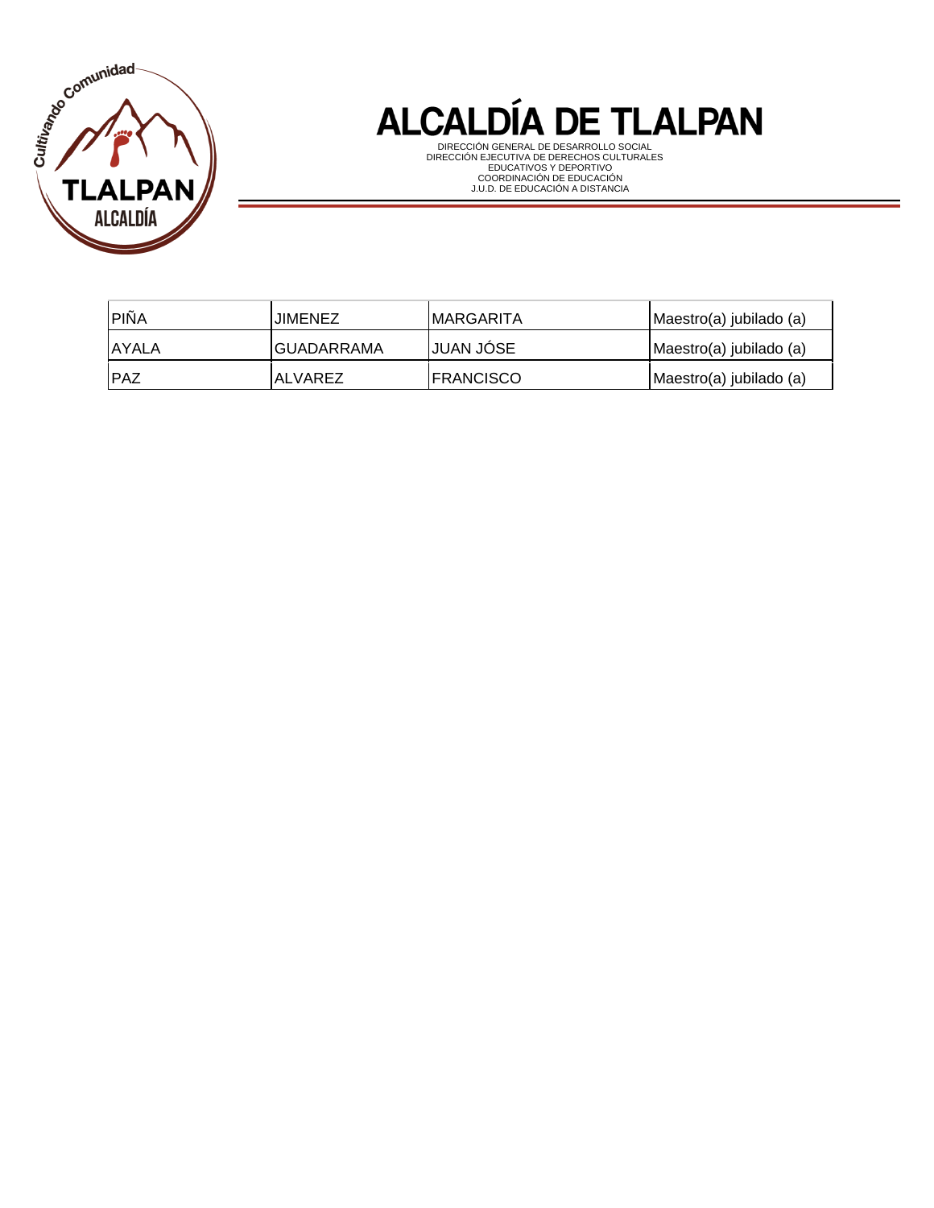# ALCALDÍA DE TLALPAN

DIRECCIÓN GENERAL DE DESARROLLO SOCIAL
DIRECCIÓN EJECUTIVA DE DERECHOS CULTURALES EDUCATIVOS Y DEPORTIVO
COORDINACIÓN DE EDUCACIÓN
J.U.D. DE EDUCACIÓN A DISTANCIA

| | | | |
|---|---|---|---|
| PIÑA | JIMENEZ | MARGARITA | Maestro(a) jubilado (a) |
| AYALA | GUADARRAMA | JUAN JÓSE | Maestro(a) jubilado (a) |
| PAZ | ALVAREZ | FRANCISCO | Maestro(a) jubilado (a) |